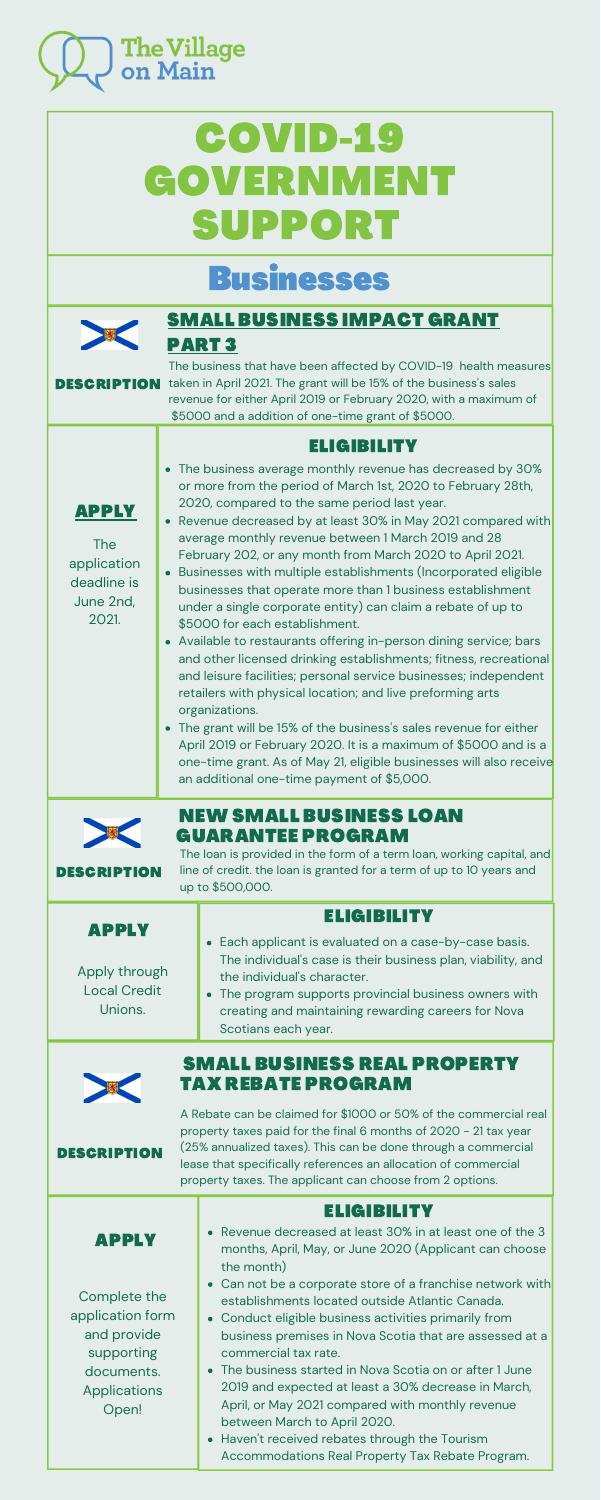The Village on Main

# COVID-19 GOVERNMENT SUPPORT

## Businesses

### SMALL BUSINESS IMPACT GRANT PART 3

**DESCRIPTION**

The business that have been affected by COVID-19 health measures taken in April 2021. The grant will be 15% of the business's sales revenue for either April 2019 or February 2020, with a maximum of $5000 and a addition of one-time grant of $5000.

**APPLY**

The application deadline is June 2nd, 2021.

**ELIGIBILITY**

- The business average monthly revenue has decreased by 30% or more from the period of March 1st, 2020 to February 28th, 2020, compared to the same period last year.
- Revenue decreased by at least 30% in May 2021 compared with average monthly revenue between 1 March 2019 and 28 February 202, or any month from March 2020 to April 2021.
- Businesses with multiple establishments (Incorporated eligible businesses that operate more than 1 business establishment under a single corporate entity) can claim a rebate of up to $5000 for each establishment.
- Available to restaurants offering in-person dining service; bars and other licensed drinking establishments; fitness, recreational and leisure facilities; personal service businesses; independent retailers with physical location; and live preforming arts organizations.
- The grant will be 15% of the business's sales revenue for either April 2019 or February 2020. It is a maximum of $5000 and is a one-time grant. As of May 21, eligible businesses will also receive an additional one-time payment of $5,000.

### NEW SMALL BUSINESS LOAN GUARANTEE PROGRAM

**DESCRIPTION**

The loan is provided in the form of a term loan, working capital, and line of credit. the loan is granted for a term of up to 10 years and up to $500,000.

**APPLY**

Apply through Local Credit Unions.

**ELIGIBILITY**

- Each applicant is evaluated on a case-by-case basis. The individual's case is their business plan, viability, and the individual's character.
- The program supports provincial business owners with creating and maintaining rewarding careers for Nova Scotians each year.

### SMALL BUSINESS REAL PROPERTY TAX REBATE PROGRAM

**DESCRIPTION**

A Rebate can be claimed for $1000 or 50% of the commercial real property taxes paid for the final 6 months of 2020 - 21 tax year (25% annualized taxes). This can be done through a commercial lease that specifically references an allocation of commercial property taxes. The applicant can choose from 2 options.

**APPLY**

Complete the application form and provide supporting documents. Applications Open!

**ELIGIBILITY**

- Revenue decreased at least 30% in at least one of the 3 months, April, May, or June 2020 (Applicant can choose the month)
- Can not be a corporate store of a franchise network with establishments located outside Atlantic Canada.
- Conduct eligible business activities primarily from business premises in Nova Scotia that are assessed at a commercial tax rate.
- The business started in Nova Scotia on or after 1 June 2019 and expected at least a 30% decrease in March, April, or May 2021 compared with monthly revenue between March to April 2020.
- Haven't received rebates through the Tourism Accommodations Real Property Tax Rebate Program.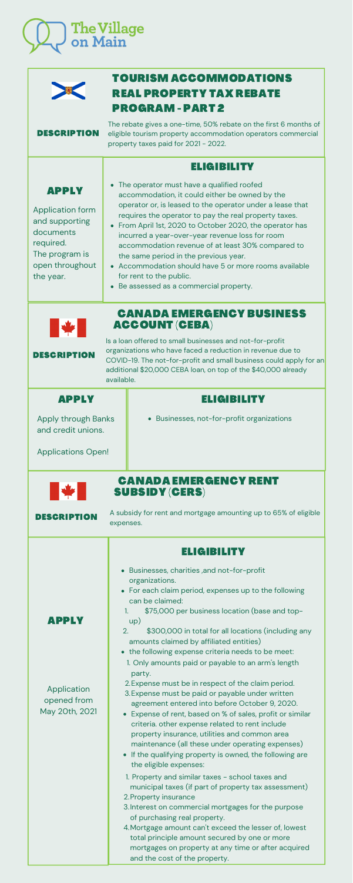# The Village on Main

## TOURISM ACCOMMODATIONS REAL PROPERTY TAX REBATE PROGRAM - PART 2

**DESCRIPTION**

The rebate gives a one-time, 50% rebate on the first 6 months of eligible tourism property accommodation operators commercial property taxes paid for 2021 - 2022.

### APPLY

Application form and supporting documents required.
The program is open throughout the year.

### ELIGIBILITY

- The operator must have a qualified roofed accommodation, it could either be owned by the operator or, is leased to the operator under a lease that requires the operator to pay the real property taxes.
- From April 1st, 2020 to October 2020, the operator has incurred a year-over-year revenue loss for room accommodation revenue of at least 30% compared to the same period in the previous year.
- Accommodation should have 5 or more rooms available for rent to the public.
- Be assessed as a commercial property.

## CANADA EMERGENCY BUSINESS ACCOUNT (CEBA)

**DESCRIPTION**

Is a loan offered to small businesses and not-for-profit organizations who have faced a reduction in revenue due to COVID-19. The not-for-profit and small business could apply for an additional $20,000 CEBA loan, on top of the $40,000 already available.

### APPLY

Apply through Banks and credit unions.

Applications Open!

### ELIGIBILITY

- Businesses, not-for-profit organizations

## CANADA EMERGENCY RENT SUBSIDY (CERS)

**DESCRIPTION**

A subsidy for rent and mortgage amounting up to 65% of eligible expenses.

### APPLY

Application opened from May 20th, 2021

### ELIGIBILITY

- Businesses, charities ,and not-for-profit organizations.
- For each claim period, expenses up to the following can be claimed:
  1. $75,000 per business location (base and top-up)
  2. $300,000 in total for all locations (including any amounts claimed by affiliated entities)
- the following expense criteria needs to be meet:
  1. Only amounts paid or payable to an arm's length party.
  2. Expense must be in respect of the claim period.
  3. Expense must be paid or payable under written agreement entered into before October 9, 2020.
- Expense of rent, based on % of sales, profit or similar criteria. other expense related to rent include property insurance, utilities and common area maintenance (all these under operating expenses)
- If the qualifying property is owned, the following are the eligible expenses:
  1. Property and similar taxes - school taxes and municipal taxes (if part of property tax assessment)
  2. Property insurance
  3. Interest on commercial mortgages for the purpose of purchasing real property.
  4. Mortgage amount can't exceed the lesser of, lowest total principle amount secured by one or more mortgages on property at any time or after acquired and the cost of the property.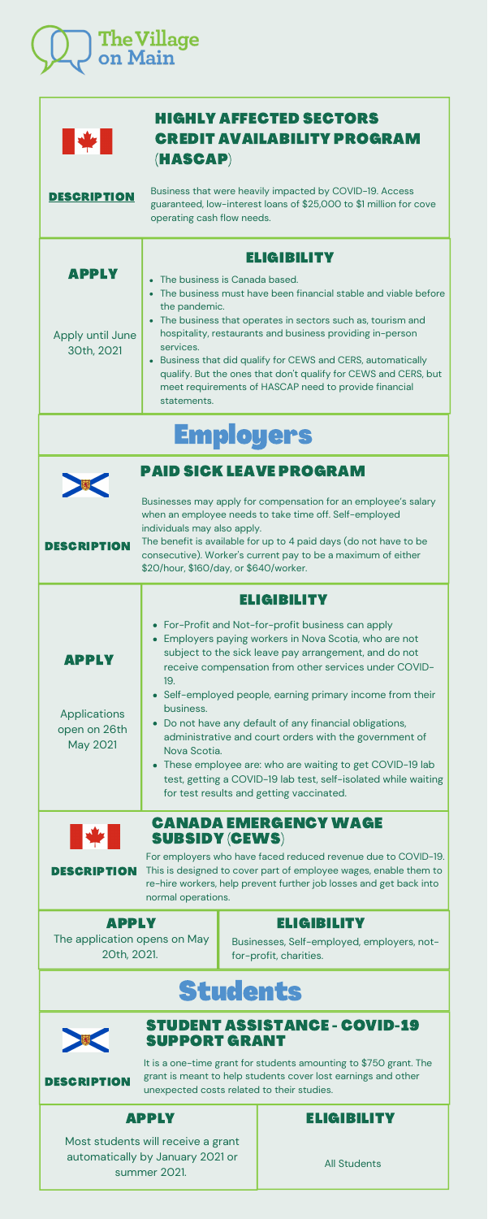**The Village on Main**

## HIGHLY AFFECTED SECTORS CREDIT AVAILABILITY PROGRAM (HASCAP)

**DESCRIPTION**

Business that were heavily impacted by COVID-19. Access guaranteed, low-interest loans of $25,000 to $1 million for cove operating cash flow needs.

**APPLY**

Apply until June 30th, 2021

**ELIGIBILITY**

- The business is Canada based.
- The business must have been financial stable and viable before the pandemic.
- The business that operates in sectors such as, tourism and hospitality, restaurants and business providing in-person services.
- Business that did qualify for CEWS and CERS, automatically qualify. But the ones that don't qualify for CEWS and CERS, but meet requirements of HASCAP need to provide financial statements.

# Employers

## PAID SICK LEAVE PROGRAM

**DESCRIPTION**

Businesses may apply for compensation for an employee's salary when an employee needs to take time off. Self-employed individuals may also apply.

The benefit is available for up to 4 paid days (do not have to be consecutive). Worker's current pay to be a maximum of either $20/hour, $160/day, or $640/worker.

**APPLY**

Applications open on 26th May 2021

**ELIGIBILITY**

- For-Profit and Not-for-profit business can apply
- Employers paying workers in Nova Scotia, who are not subject to the sick leave pay arrangement, and do not receive compensation from other services under COVID-19.
- Self-employed people, earning primary income from their business.
- Do not have any default of any financial obligations, administrative and court orders with the government of Nova Scotia.
- These employee are: who are waiting to get COVID-19 lab test, getting a COVID-19 lab test, self-isolated while waiting for test results and getting vaccinated.

## CANADA EMERGENCY WAGE SUBSIDY (CEWS)

**DESCRIPTION**

For employers who have faced reduced revenue due to COVID-19. This is designed to cover part of employee wages, enable them to re-hire workers, help prevent further job losses and get back into normal operations.

**APPLY**

The application opens on May 20th, 2021.

**ELIGIBILITY**

Businesses, Self-employed, employers, not-for-profit, charities.

# Students

## STUDENT ASSISTANCE - COVID-19 SUPPORT GRANT

**DESCRIPTION**

It is a one-time grant for students amounting to $750 grant. The grant is meant to help students cover lost earnings and other unexpected costs related to their studies.

**APPLY**

Most students will receive a grant automatically by January 2021 or summer 2021.

**ELIGIBILITY**

All Students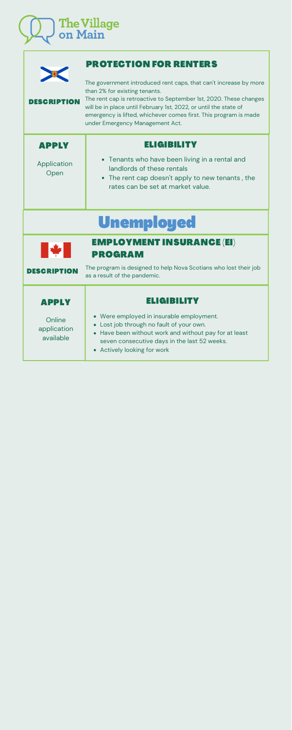# The Village on Main

## PROTECTION FOR RENTERS

**DESCRIPTION**

The government introduced rent caps, that can't increase by more than 2% for existing tenants.
The rent cap is retroactive to September 1st, 2020. These changes will be in place until February 1st, 2022, or until the state of emergency is lifted, whichever comes first. This program is made under Emergency Management Act.

**APPLY**

Application Open

**ELIGIBILITY**

- Tenants who have been living in a rental and landlords of these rentals
- The rent cap doesn't apply to new tenants , the rates can be set at market value.

# Unemployed

## EMPLOYMENT INSURANCE (EI) PROGRAM

**DESCRIPTION**

The program is designed to help Nova Scotians who lost their job as a result of the pandemic.

**APPLY**

Online application available

**ELIGIBILITY**

- Were employed in insurable employment.
- Lost job through no fault of your own.
- Have been without work and without pay for at least seven consecutive days in the last 52 weeks.
- Actively looking for work